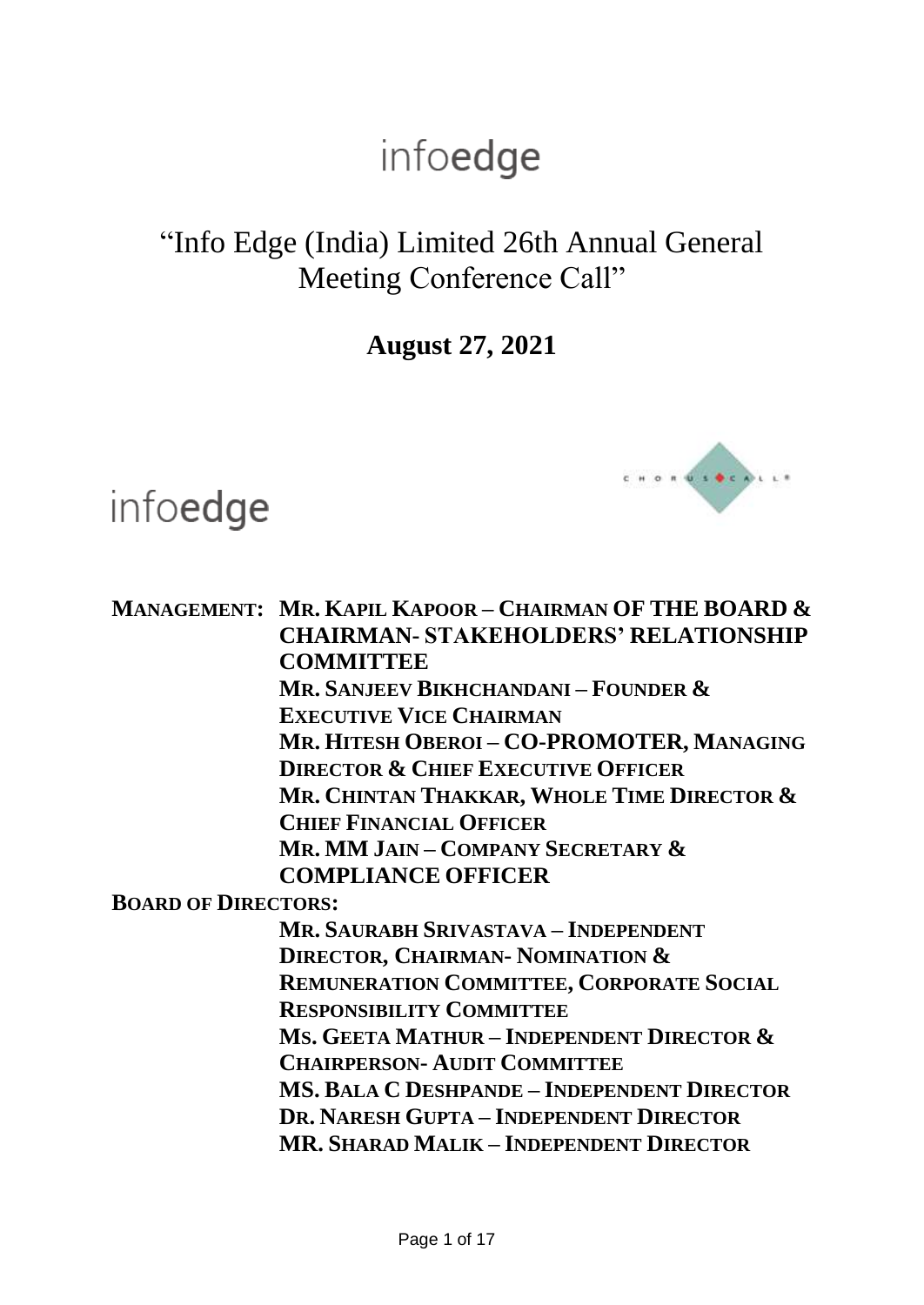# infoedge

## "Info Edge (India) Limited 26th Annual General Meeting Conference Call"

**August 27, 2021**

infoedge

**MANAGEMENT:** **MR. KAPIL KAPOOR – CHAIRMAN OF THE BOARD & CHAIRMAN- STAKEHOLDERS' RELATIONSHIP COMMITTEE**
**MR. SANJEEV BIKHCHANDANI – FOUNDER & EXECUTIVE VICE CHAIRMAN**
**MR. HITESH OBEROI – CO-PROMOTER, MANAGING DIRECTOR & CHIEF EXECUTIVE OFFICER**
**MR. CHINTAN THAKKAR, WHOLE TIME DIRECTOR & CHIEF FINANCIAL OFFICER**
**MR. MM JAIN – COMPANY SECRETARY & COMPLIANCE OFFICER**

**BOARD OF DIRECTORS:**
**MR. SAURABH SRIVASTAVA – INDEPENDENT DIRECTOR, CHAIRMAN- NOMINATION & REMUNERATION COMMITTEE, CORPORATE SOCIAL RESPONSIBILITY COMMITTEE**
**MS. GEETA MATHUR – INDEPENDENT DIRECTOR & CHAIRPERSON- AUDIT COMMITTEE**
**MS. BALA C DESHPANDE – INDEPENDENT DIRECTOR**
**DR. NARESH GUPTA – INDEPENDENT DIRECTOR**
**MR. SHARAD MALIK – INDEPENDENT DIRECTOR**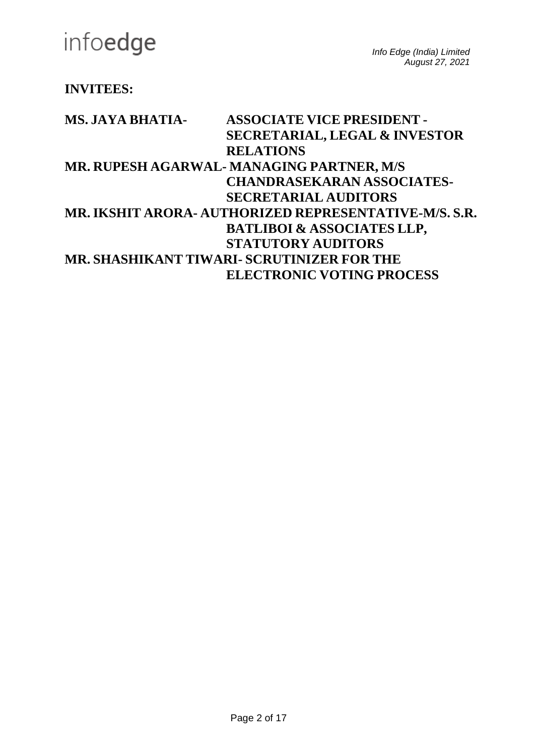**INVITEES:**

**MS. JAYA BHATIA-** **ASSOCIATE VICE PRESIDENT - SECRETARIAL, LEGAL & INVESTOR RELATIONS**

**MR. RUPESH AGARWAL-** **MANAGING PARTNER, M/S CHANDRASEKARAN ASSOCIATES-SECRETARIAL AUDITORS**

**MR. IKSHIT ARORA-** **AUTHORIZED REPRESENTATIVE-M/S. S.R. BATLIBOI & ASSOCIATES LLP, STATUTORY AUDITORS**

**MR. SHASHIKANT TIWARI-** **SCRUTINIZER FOR THE ELECTRONIC VOTING PROCESS**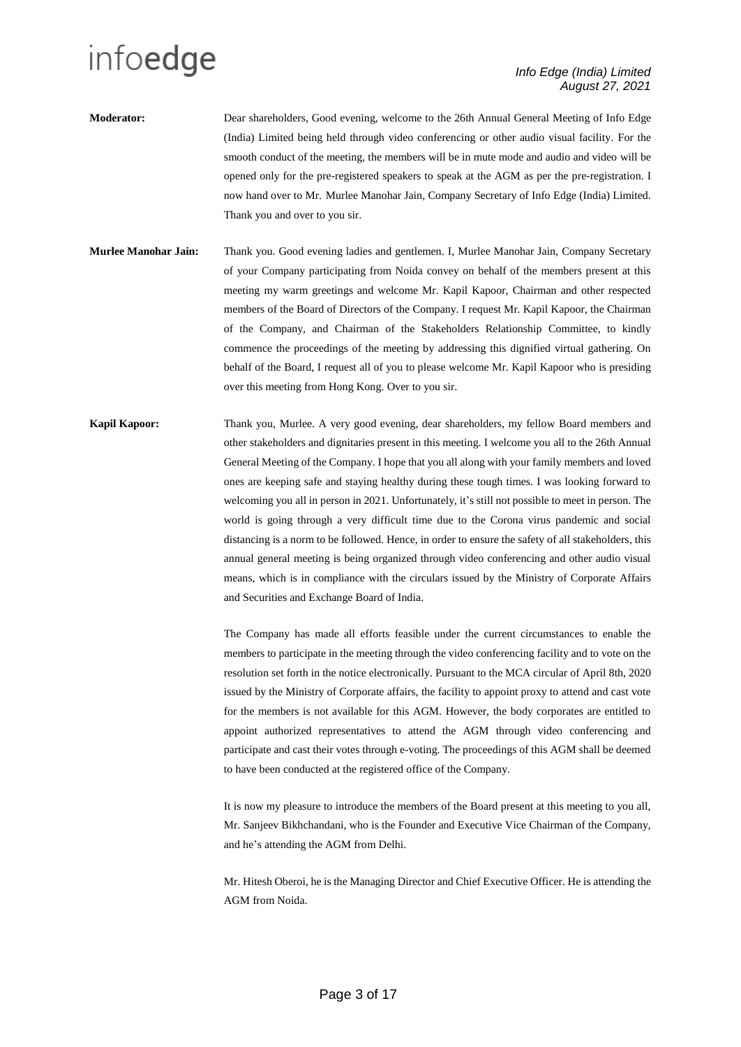**Moderator:** Dear shareholders, Good evening, welcome to the 26th Annual General Meeting of Info Edge (India) Limited being held through video conferencing or other audio visual facility. For the smooth conduct of the meeting, the members will be in mute mode and audio and video will be opened only for the pre-registered speakers to speak at the AGM as per the pre-registration. I now hand over to Mr. Murlee Manohar Jain, Company Secretary of Info Edge (India) Limited. Thank you and over to you sir.

**Murlee Manohar Jain:** Thank you. Good evening ladies and gentlemen. I, Murlee Manohar Jain, Company Secretary of your Company participating from Noida convey on behalf of the members present at this meeting my warm greetings and welcome Mr. Kapil Kapoor, Chairman and other respected members of the Board of Directors of the Company. I request Mr. Kapil Kapoor, the Chairman of the Company, and Chairman of the Stakeholders Relationship Committee, to kindly commence the proceedings of the meeting by addressing this dignified virtual gathering. On behalf of the Board, I request all of you to please welcome Mr. Kapil Kapoor who is presiding over this meeting from Hong Kong. Over to you sir.

**Kapil Kapoor:** Thank you, Murlee. A very good evening, dear shareholders, my fellow Board members and other stakeholders and dignitaries present in this meeting. I welcome you all to the 26th Annual General Meeting of the Company. I hope that you all along with your family members and loved ones are keeping safe and staying healthy during these tough times. I was looking forward to welcoming you all in person in 2021. Unfortunately, it's still not possible to meet in person. The world is going through a very difficult time due to the Corona virus pandemic and social distancing is a norm to be followed. Hence, in order to ensure the safety of all stakeholders, this annual general meeting is being organized through video conferencing and other audio visual means, which is in compliance with the circulars issued by the Ministry of Corporate Affairs and Securities and Exchange Board of India.

The Company has made all efforts feasible under the current circumstances to enable the members to participate in the meeting through the video conferencing facility and to vote on the resolution set forth in the notice electronically. Pursuant to the MCA circular of April 8th, 2020 issued by the Ministry of Corporate affairs, the facility to appoint proxy to attend and cast vote for the members is not available for this AGM. However, the body corporates are entitled to appoint authorized representatives to attend the AGM through video conferencing and participate and cast their votes through e-voting. The proceedings of this AGM shall be deemed to have been conducted at the registered office of the Company.

It is now my pleasure to introduce the members of the Board present at this meeting to you all, Mr. Sanjeev Bikhchandani, who is the Founder and Executive Vice Chairman of the Company, and he's attending the AGM from Delhi.

Mr. Hitesh Oberoi, he is the Managing Director and Chief Executive Officer. He is attending the AGM from Noida.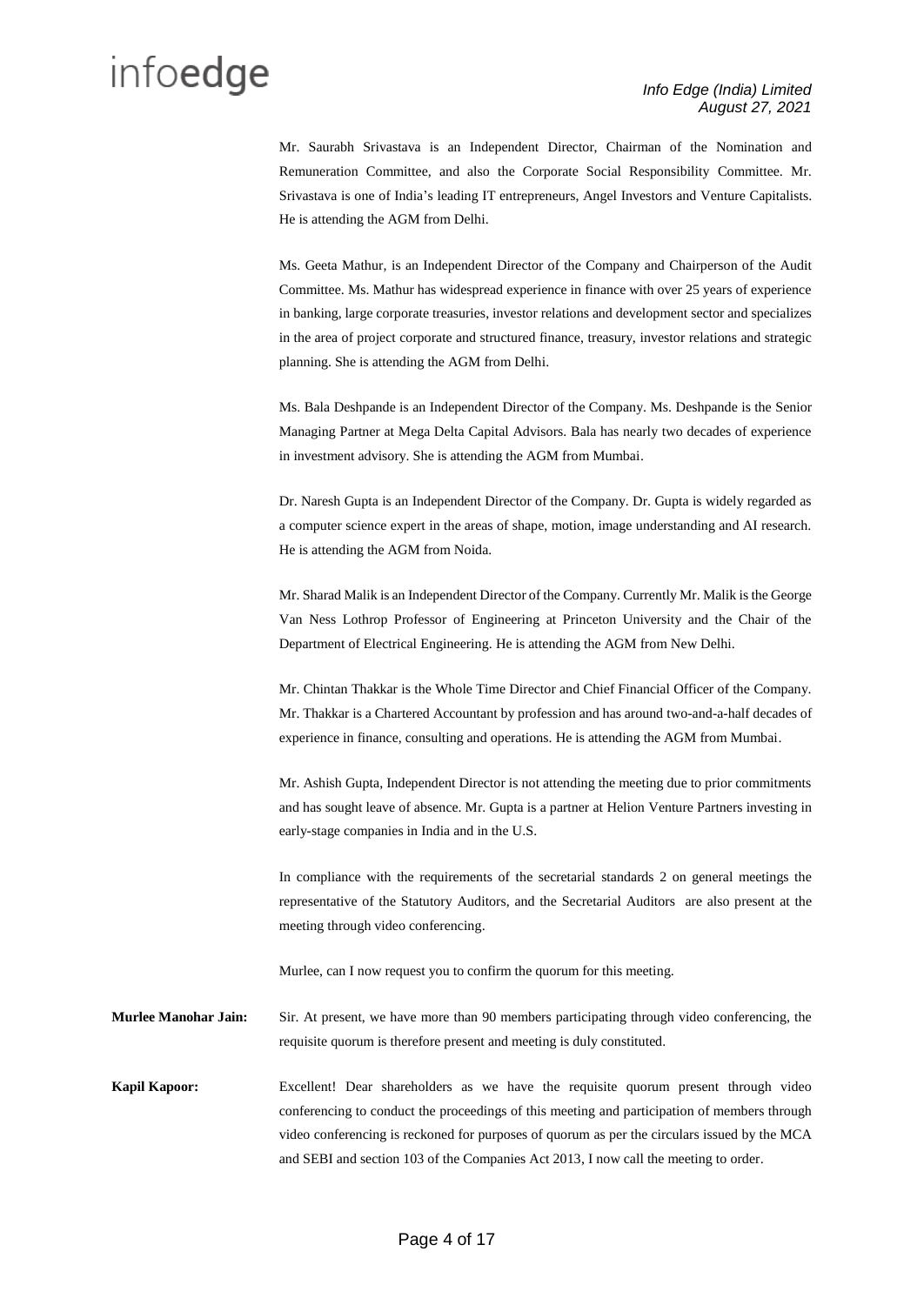Mr. Saurabh Srivastava is an Independent Director, Chairman of the Nomination and Remuneration Committee, and also the Corporate Social Responsibility Committee. Mr. Srivastava is one of India's leading IT entrepreneurs, Angel Investors and Venture Capitalists. He is attending the AGM from Delhi.

Ms. Geeta Mathur, is an Independent Director of the Company and Chairperson of the Audit Committee. Ms. Mathur has widespread experience in finance with over 25 years of experience in banking, large corporate treasuries, investor relations and development sector and specializes in the area of project corporate and structured finance, treasury, investor relations and strategic planning. She is attending the AGM from Delhi.

Ms. Bala Deshpande is an Independent Director of the Company. Ms. Deshpande is the Senior Managing Partner at Mega Delta Capital Advisors. Bala has nearly two decades of experience in investment advisory. She is attending the AGM from Mumbai.

Dr. Naresh Gupta is an Independent Director of the Company. Dr. Gupta is widely regarded as a computer science expert in the areas of shape, motion, image understanding and AI research. He is attending the AGM from Noida.

Mr. Sharad Malik is an Independent Director of the Company. Currently Mr. Malik is the George Van Ness Lothrop Professor of Engineering at Princeton University and the Chair of the Department of Electrical Engineering. He is attending the AGM from New Delhi.

Mr. Chintan Thakkar is the Whole Time Director and Chief Financial Officer of the Company. Mr. Thakkar is a Chartered Accountant by profession and has around two-and-a-half decades of experience in finance, consulting and operations. He is attending the AGM from Mumbai.

Mr. Ashish Gupta, Independent Director is not attending the meeting due to prior commitments and has sought leave of absence. Mr. Gupta is a partner at Helion Venture Partners investing in early-stage companies in India and in the U.S.

In compliance with the requirements of the secretarial standards 2 on general meetings the representative of the Statutory Auditors, and the Secretarial Auditors are also present at the meeting through video conferencing.

Murlee, can I now request you to confirm the quorum for this meeting.

**Murlee Manohar Jain:** Sir. At present, we have more than 90 members participating through video conferencing, the requisite quorum is therefore present and meeting is duly constituted.

**Kapil Kapoor:** Excellent! Dear shareholders as we have the requisite quorum present through video conferencing to conduct the proceedings of this meeting and participation of members through video conferencing is reckoned for purposes of quorum as per the circulars issued by the MCA and SEBI and section 103 of the Companies Act 2013, I now call the meeting to order.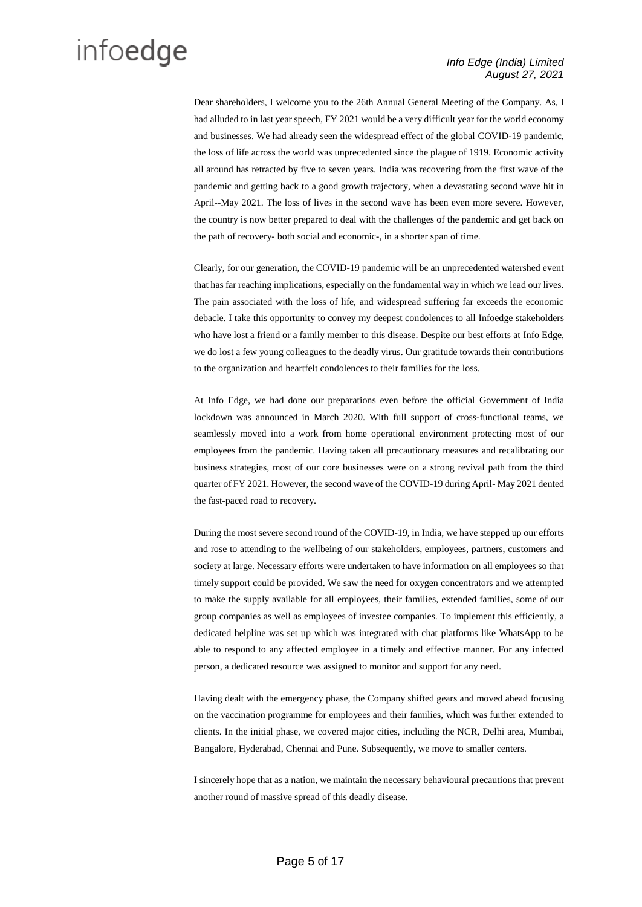Dear shareholders, I welcome you to the 26th Annual General Meeting of the Company. As, I had alluded to in last year speech, FY 2021 would be a very difficult year for the world economy and businesses. We had already seen the widespread effect of the global COVID-19 pandemic, the loss of life across the world was unprecedented since the plague of 1919. Economic activity all around has retracted by five to seven years. India was recovering from the first wave of the pandemic and getting back to a good growth trajectory, when a devastating second wave hit in April--May 2021. The loss of lives in the second wave has been even more severe. However, the country is now better prepared to deal with the challenges of the pandemic and get back on the path of recovery- both social and economic-, in a shorter span of time.

Clearly, for our generation, the COVID-19 pandemic will be an unprecedented watershed event that has far reaching implications, especially on the fundamental way in which we lead our lives. The pain associated with the loss of life, and widespread suffering far exceeds the economic debacle. I take this opportunity to convey my deepest condolences to all Infoedge stakeholders who have lost a friend or a family member to this disease. Despite our best efforts at Info Edge, we do lost a few young colleagues to the deadly virus. Our gratitude towards their contributions to the organization and heartfelt condolences to their families for the loss.

At Info Edge, we had done our preparations even before the official Government of India lockdown was announced in March 2020. With full support of cross-functional teams, we seamlessly moved into a work from home operational environment protecting most of our employees from the pandemic. Having taken all precautionary measures and recalibrating our business strategies, most of our core businesses were on a strong revival path from the third quarter of FY 2021. However, the second wave of the COVID-19 during April- May 2021 dented the fast-paced road to recovery.

During the most severe second round of the COVID-19, in India, we have stepped up our efforts and rose to attending to the wellbeing of our stakeholders, employees, partners, customers and society at large. Necessary efforts were undertaken to have information on all employees so that timely support could be provided. We saw the need for oxygen concentrators and we attempted to make the supply available for all employees, their families, extended families, some of our group companies as well as employees of investee companies. To implement this efficiently, a dedicated helpline was set up which was integrated with chat platforms like WhatsApp to be able to respond to any affected employee in a timely and effective manner. For any infected person, a dedicated resource was assigned to monitor and support for any need.

Having dealt with the emergency phase, the Company shifted gears and moved ahead focusing on the vaccination programme for employees and their families, which was further extended to clients. In the initial phase, we covered major cities, including the NCR, Delhi area, Mumbai, Bangalore, Hyderabad, Chennai and Pune. Subsequently, we move to smaller centers.

I sincerely hope that as a nation, we maintain the necessary behavioural precautions that prevent another round of massive spread of this deadly disease.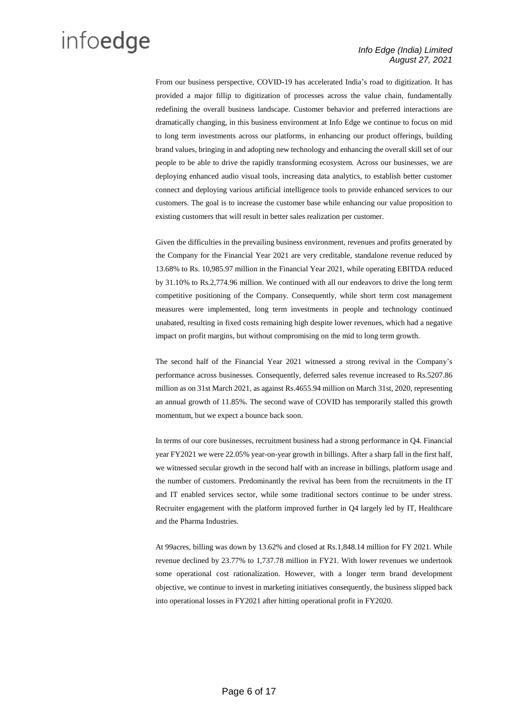From our business perspective, COVID-19 has accelerated India's road to digitization. It has provided a major fillip to digitization of processes across the value chain, fundamentally redefining the overall business landscape. Customer behavior and preferred interactions are dramatically changing, in this business environment at Info Edge we continue to focus on mid to long term investments across our platforms, in enhancing our product offerings, building brand values, bringing in and adopting new technology and enhancing the overall skill set of our people to be able to drive the rapidly transforming ecosystem. Across our businesses, we are deploying enhanced audio visual tools, increasing data analytics, to establish better customer connect and deploying various artificial intelligence tools to provide enhanced services to our customers. The goal is to increase the customer base while enhancing our value proposition to existing customers that will result in better sales realization per customer.

Given the difficulties in the prevailing business environment, revenues and profits generated by the Company for the Financial Year 2021 are very creditable, standalone revenue reduced by 13.68% to Rs. 10,985.97 million in the Financial Year 2021, while operating EBITDA reduced by 31.10% to Rs.2,774.96 million. We continued with all our endeavors to drive the long term competitive positioning of the Company. Consequently, while short term cost management measures were implemented, long term investments in people and technology continued unabated, resulting in fixed costs remaining high despite lower revenues, which had a negative impact on profit margins, but without compromising on the mid to long term growth.

The second half of the Financial Year 2021 witnessed a strong revival in the Company's performance across businesses. Consequently, deferred sales revenue increased to Rs.5207.86 million as on 31st March 2021, as against Rs.4655.94 million on March 31st, 2020, representing an annual growth of 11.85%. The second wave of COVID has temporarily stalled this growth momentum, but we expect a bounce back soon.

In terms of our core businesses, recruitment business had a strong performance in Q4. Financial year FY2021 we were 22.05% year-on-year growth in billings. After a sharp fall in the first half, we witnessed secular growth in the second half with an increase in billings, platform usage and the number of customers. Predominantly the revival has been from the recruitments in the IT and IT enabled services sector, while some traditional sectors continue to be under stress. Recruiter engagement with the platform improved further in Q4 largely led by IT, Healthcare and the Pharma Industries.

At 99acres, billing was down by 13.62% and closed at Rs.1,848.14 million for FY 2021. While revenue declined by 23.77% to 1,737.78 million in FY21. With lower revenues we undertook some operational cost rationalization. However, with a longer term brand development objective, we continue to invest in marketing initiatives consequently, the business slipped back into operational losses in FY2021 after hitting operational profit in FY2020.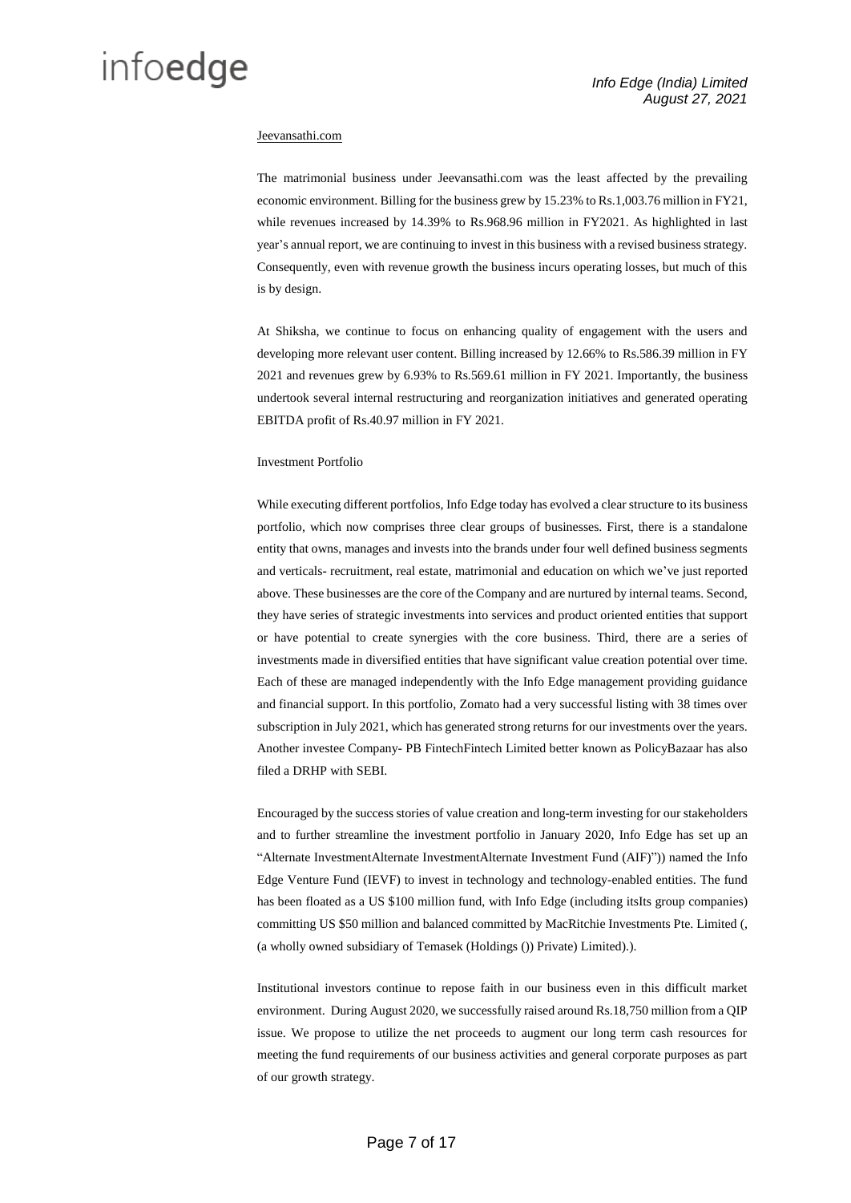Jeevansathi.com

The matrimonial business under Jeevansathi.com was the least affected by the prevailing economic environment. Billing for the business grew by 15.23% to Rs.1,003.76 million in FY21, while revenues increased by 14.39% to Rs.968.96 million in FY2021. As highlighted in last year's annual report, we are continuing to invest in this business with a revised business strategy. Consequently, even with revenue growth the business incurs operating losses, but much of this is by design.

At Shiksha, we continue to focus on enhancing quality of engagement with the users and developing more relevant user content. Billing increased by 12.66% to Rs.586.39 million in FY 2021 and revenues grew by 6.93% to Rs.569.61 million in FY 2021. Importantly, the business undertook several internal restructuring and reorganization initiatives and generated operating EBITDA profit of Rs.40.97 million in FY 2021.

Investment Portfolio

While executing different portfolios, Info Edge today has evolved a clear structure to its business portfolio, which now comprises three clear groups of businesses. First, there is a standalone entity that owns, manages and invests into the brands under four well defined business segments and verticals- recruitment, real estate, matrimonial and education on which we've just reported above. These businesses are the core of the Company and are nurtured by internal teams. Second, they have series of strategic investments into services and product oriented entities that support or have potential to create synergies with the core business. Third, there are a series of investments made in diversified entities that have significant value creation potential over time. Each of these are managed independently with the Info Edge management providing guidance and financial support. In this portfolio, Zomato had a very successful listing with 38 times over subscription in July 2021, which has generated strong returns for our investments over the years. Another investee Company- PB FintechFintech Limited better known as PolicyBazaar has also filed a DRHP with SEBI.

Encouraged by the success stories of value creation and long-term investing for our stakeholders and to further streamline the investment portfolio in January 2020, Info Edge has set up an "Alternate InvestmentAlternate InvestmentAlternate Investment Fund (AIF)")) named the Info Edge Venture Fund (IEVF) to invest in technology and technology-enabled entities. The fund has been floated as a US $100 million fund, with Info Edge (including itsIts group companies) committing US $50 million and balanced committed by MacRitchie Investments Pte. Limited (, (a wholly owned subsidiary of Temasek (Holdings ()) Private) Limited).).

Institutional investors continue to repose faith in our business even in this difficult market environment. During August 2020, we successfully raised around Rs.18,750 million from a QIP issue. We propose to utilize the net proceeds to augment our long term cash resources for meeting the fund requirements of our business activities and general corporate purposes as part of our growth strategy.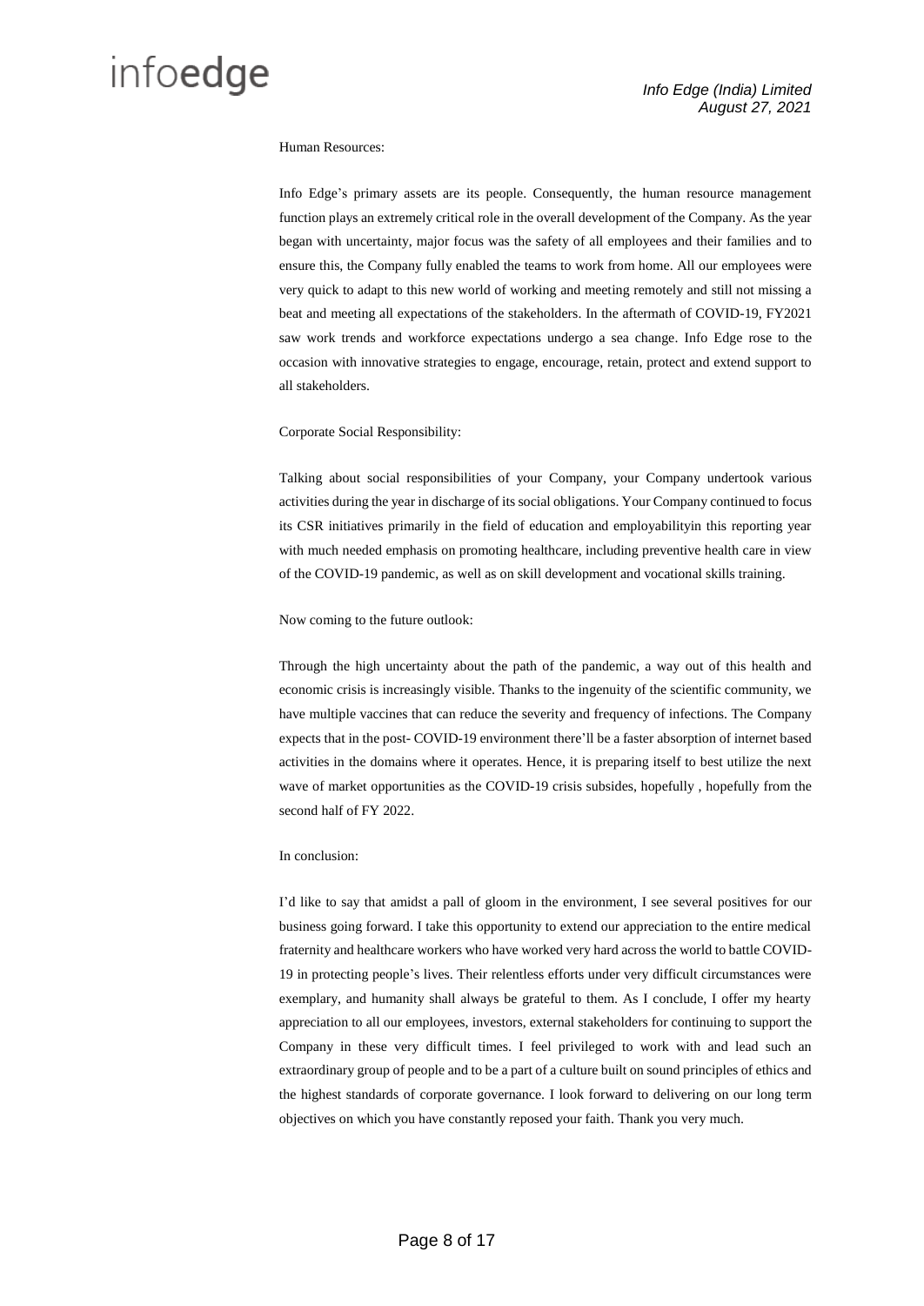Human Resources:

Info Edge's primary assets are its people. Consequently, the human resource management function plays an extremely critical role in the overall development of the Company. As the year began with uncertainty, major focus was the safety of all employees and their families and to ensure this, the Company fully enabled the teams to work from home. All our employees were very quick to adapt to this new world of working and meeting remotely and still not missing a beat and meeting all expectations of the stakeholders. In the aftermath of COVID-19, FY2021 saw work trends and workforce expectations undergo a sea change. Info Edge rose to the occasion with innovative strategies to engage, encourage, retain, protect and extend support to all stakeholders.

Corporate Social Responsibility:

Talking about social responsibilities of your Company, your Company undertook various activities during the year in discharge of its social obligations. Your Company continued to focus its CSR initiatives primarily in the field of education and employabilityin this reporting year with much needed emphasis on promoting healthcare, including preventive health care in view of the COVID-19 pandemic, as well as on skill development and vocational skills training.

Now coming to the future outlook:

Through the high uncertainty about the path of the pandemic, a way out of this health and economic crisis is increasingly visible. Thanks to the ingenuity of the scientific community, we have multiple vaccines that can reduce the severity and frequency of infections. The Company expects that in the post- COVID-19 environment there'll be a faster absorption of internet based activities in the domains where it operates. Hence, it is preparing itself to best utilize the next wave of market opportunities as the COVID-19 crisis subsides, hopefully , hopefully from the second half of FY 2022.

In conclusion:

I'd like to say that amidst a pall of gloom in the environment, I see several positives for our business going forward. I take this opportunity to extend our appreciation to the entire medical fraternity and healthcare workers who have worked very hard across the world to battle COVID-19 in protecting people's lives. Their relentless efforts under very difficult circumstances were exemplary, and humanity shall always be grateful to them. As I conclude, I offer my hearty appreciation to all our employees, investors, external stakeholders for continuing to support the Company in these very difficult times. I feel privileged to work with and lead such an extraordinary group of people and to be a part of a culture built on sound principles of ethics and the highest standards of corporate governance. I look forward to delivering on our long term objectives on which you have constantly reposed your faith. Thank you very much.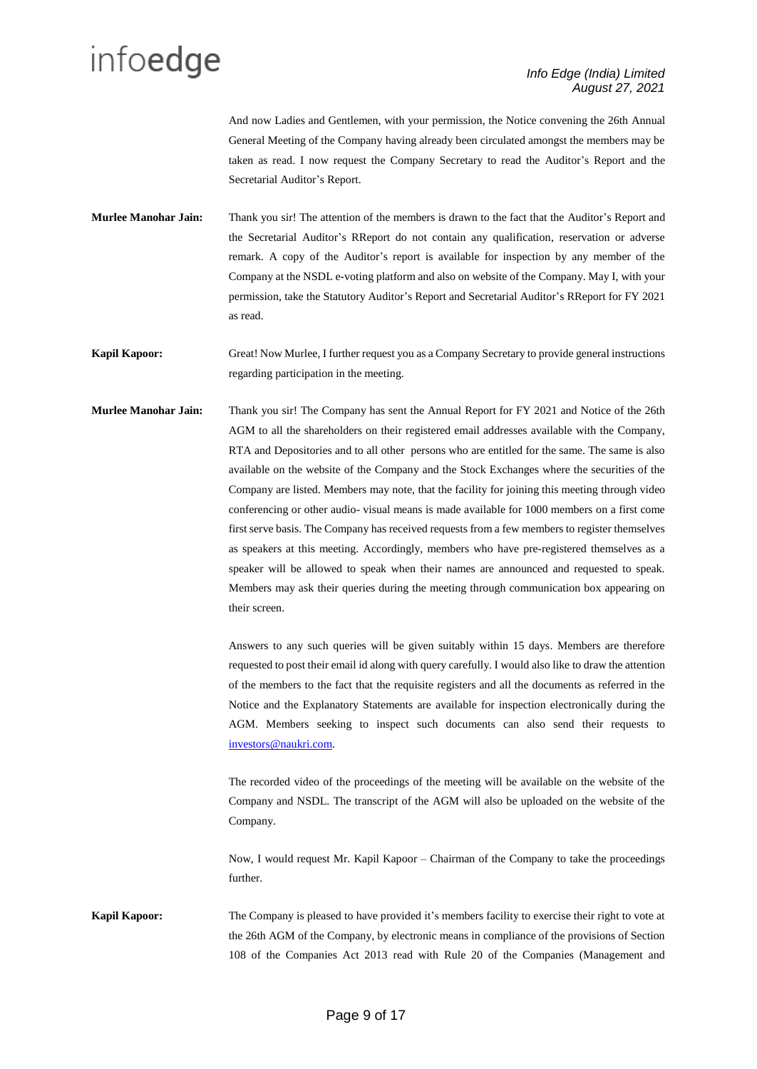And now Ladies and Gentlemen, with your permission, the Notice convening the 26th Annual General Meeting of the Company having already been circulated amongst the members may be taken as read. I now request the Company Secretary to read the Auditor's Report and the Secretarial Auditor's Report.

**Murlee Manohar Jain:** Thank you sir! The attention of the members is drawn to the fact that the Auditor's Report and the Secretarial Auditor's RReport do not contain any qualification, reservation or adverse remark. A copy of the Auditor's report is available for inspection by any member of the Company at the NSDL e-voting platform and also on website of the Company. May I, with your permission, take the Statutory Auditor's Report and Secretarial Auditor's RReport for FY 2021 as read.

**Kapil Kapoor:** Great! Now Murlee, I further request you as a Company Secretary to provide general instructions regarding participation in the meeting.

**Murlee Manohar Jain:** Thank you sir! The Company has sent the Annual Report for FY 2021 and Notice of the 26th AGM to all the shareholders on their registered email addresses available with the Company, RTA and Depositories and to all other persons who are entitled for the same. The same is also available on the website of the Company and the Stock Exchanges where the securities of the Company are listed. Members may note, that the facility for joining this meeting through video conferencing or other audio- visual means is made available for 1000 members on a first come first serve basis. The Company has received requests from a few members to register themselves as speakers at this meeting. Accordingly, members who have pre-registered themselves as a speaker will be allowed to speak when their names are announced and requested to speak. Members may ask their queries during the meeting through communication box appearing on their screen.

Answers to any such queries will be given suitably within 15 days. Members are therefore requested to post their email id along with query carefully. I would also like to draw the attention of the members to the fact that the requisite registers and all the documents as referred in the Notice and the Explanatory Statements are available for inspection electronically during the AGM. Members seeking to inspect such documents can also send their requests to investors@naukri.com.

The recorded video of the proceedings of the meeting will be available on the website of the Company and NSDL. The transcript of the AGM will also be uploaded on the website of the Company.

Now, I would request Mr. Kapil Kapoor – Chairman of the Company to take the proceedings further.

**Kapil Kapoor:** The Company is pleased to have provided it's members facility to exercise their right to vote at the 26th AGM of the Company, by electronic means in compliance of the provisions of Section 108 of the Companies Act 2013 read with Rule 20 of the Companies (Management and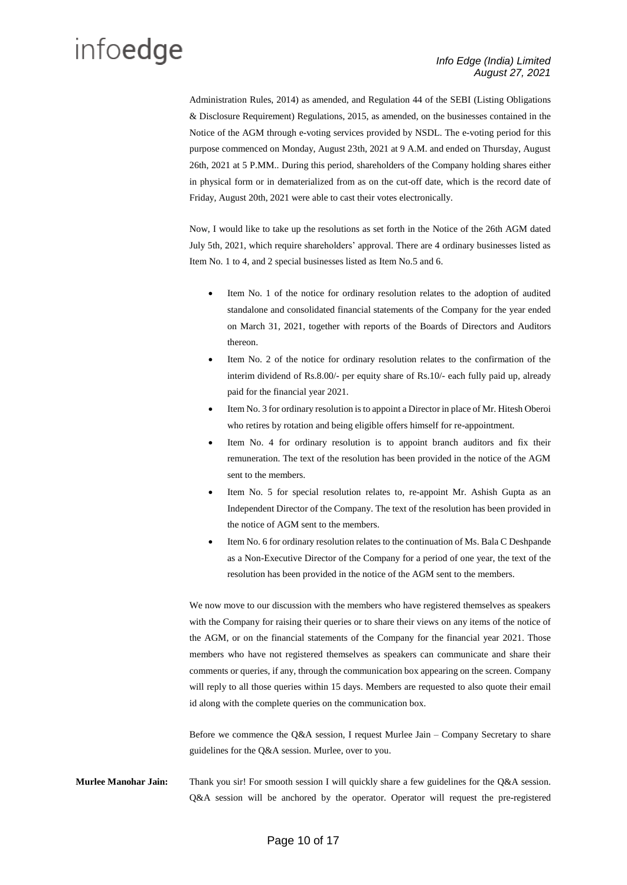Administration Rules, 2014) as amended, and Regulation 44 of the SEBI (Listing Obligations & Disclosure Requirement) Regulations, 2015, as amended, on the businesses contained in the Notice of the AGM through e-voting services provided by NSDL. The e-voting period for this purpose commenced on Monday, August 23th, 2021 at 9 A.M. and ended on Thursday, August 26th, 2021 at 5 P.MM.. During this period, shareholders of the Company holding shares either in physical form or in dematerialized from as on the cut-off date, which is the record date of Friday, August 20th, 2021 were able to cast their votes electronically.

Now, I would like to take up the resolutions as set forth in the Notice of the 26th AGM dated July 5th, 2021, which require shareholders' approval. There are 4 ordinary businesses listed as Item No. 1 to 4, and 2 special businesses listed as Item No.5 and 6.

- Item No. 1 of the notice for ordinary resolution relates to the adoption of audited standalone and consolidated financial statements of the Company for the year ended on March 31, 2021, together with reports of the Boards of Directors and Auditors thereon.
- Item No. 2 of the notice for ordinary resolution relates to the confirmation of the interim dividend of Rs.8.00/- per equity share of Rs.10/- each fully paid up, already paid for the financial year 2021.
- Item No. 3 for ordinary resolution is to appoint a Director in place of Mr. Hitesh Oberoi who retires by rotation and being eligible offers himself for re-appointment.
- Item No. 4 for ordinary resolution is to appoint branch auditors and fix their remuneration. The text of the resolution has been provided in the notice of the AGM sent to the members.
- Item No. 5 for special resolution relates to, re-appoint Mr. Ashish Gupta as an Independent Director of the Company. The text of the resolution has been provided in the notice of AGM sent to the members.
- Item No. 6 for ordinary resolution relates to the continuation of Ms. Bala C Deshpande as a Non-Executive Director of the Company for a period of one year, the text of the resolution has been provided in the notice of the AGM sent to the members.

We now move to our discussion with the members who have registered themselves as speakers with the Company for raising their queries or to share their views on any items of the notice of the AGM, or on the financial statements of the Company for the financial year 2021. Those members who have not registered themselves as speakers can communicate and share their comments or queries, if any, through the communication box appearing on the screen. Company will reply to all those queries within 15 days. Members are requested to also quote their email id along with the complete queries on the communication box.

Before we commence the Q&A session, I request Murlee Jain – Company Secretary to share guidelines for the Q&A session. Murlee, over to you.

**Murlee Manohar Jain:** Thank you sir! For smooth session I will quickly share a few guidelines for the Q&A session. Q&A session will be anchored by the operator. Operator will request the pre-registered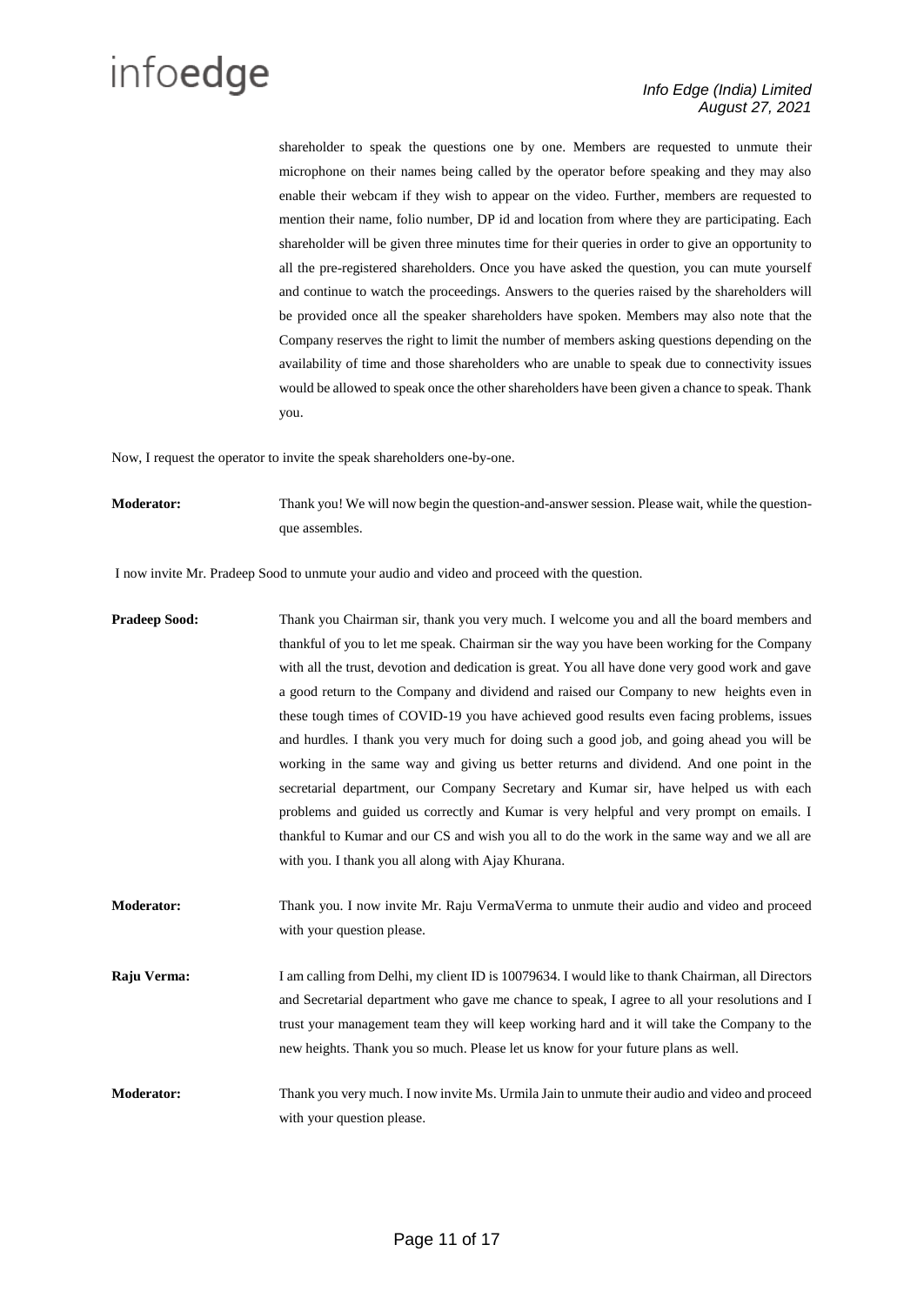shareholder to speak the questions one by one. Members are requested to unmute their microphone on their names being called by the operator before speaking and they may also enable their webcam if they wish to appear on the video. Further, members are requested to mention their name, folio number, DP id and location from where they are participating. Each shareholder will be given three minutes time for their queries in order to give an opportunity to all the pre-registered shareholders. Once you have asked the question, you can mute yourself and continue to watch the proceedings. Answers to the queries raised by the shareholders will be provided once all the speaker shareholders have spoken. Members may also note that the Company reserves the right to limit the number of members asking questions depending on the availability of time and those shareholders who are unable to speak due to connectivity issues would be allowed to speak once the other shareholders have been given a chance to speak. Thank you.

Now, I request the operator to invite the speak shareholders one-by-one.

**Moderator:** Thank you! We will now begin the question-and-answer session. Please wait, while the question-que assembles.

I now invite Mr. Pradeep Sood to unmute your audio and video and proceed with the question.

**Pradeep Sood:** Thank you Chairman sir, thank you very much. I welcome you and all the board members and thankful of you to let me speak. Chairman sir the way you have been working for the Company with all the trust, devotion and dedication is great. You all have done very good work and gave a good return to the Company and dividend and raised our Company to new heights even in these tough times of COVID-19 you have achieved good results even facing problems, issues and hurdles. I thank you very much for doing such a good job, and going ahead you will be working in the same way and giving us better returns and dividend. And one point in the secretarial department, our Company Secretary and Kumar sir, have helped us with each problems and guided us correctly and Kumar is very helpful and very prompt on emails. I thankful to Kumar and our CS and wish you all to do the work in the same way and we all are with you. I thank you all along with Ajay Khurana.

**Moderator:** Thank you. I now invite Mr. Raju VermaVerma to unmute their audio and video and proceed with your question please.

**Raju Verma:** I am calling from Delhi, my client ID is 10079634. I would like to thank Chairman, all Directors and Secretarial department who gave me chance to speak, I agree to all your resolutions and I trust your management team they will keep working hard and it will take the Company to the new heights. Thank you so much. Please let us know for your future plans as well.

**Moderator:** Thank you very much. I now invite Ms. Urmila Jain to unmute their audio and video and proceed with your question please.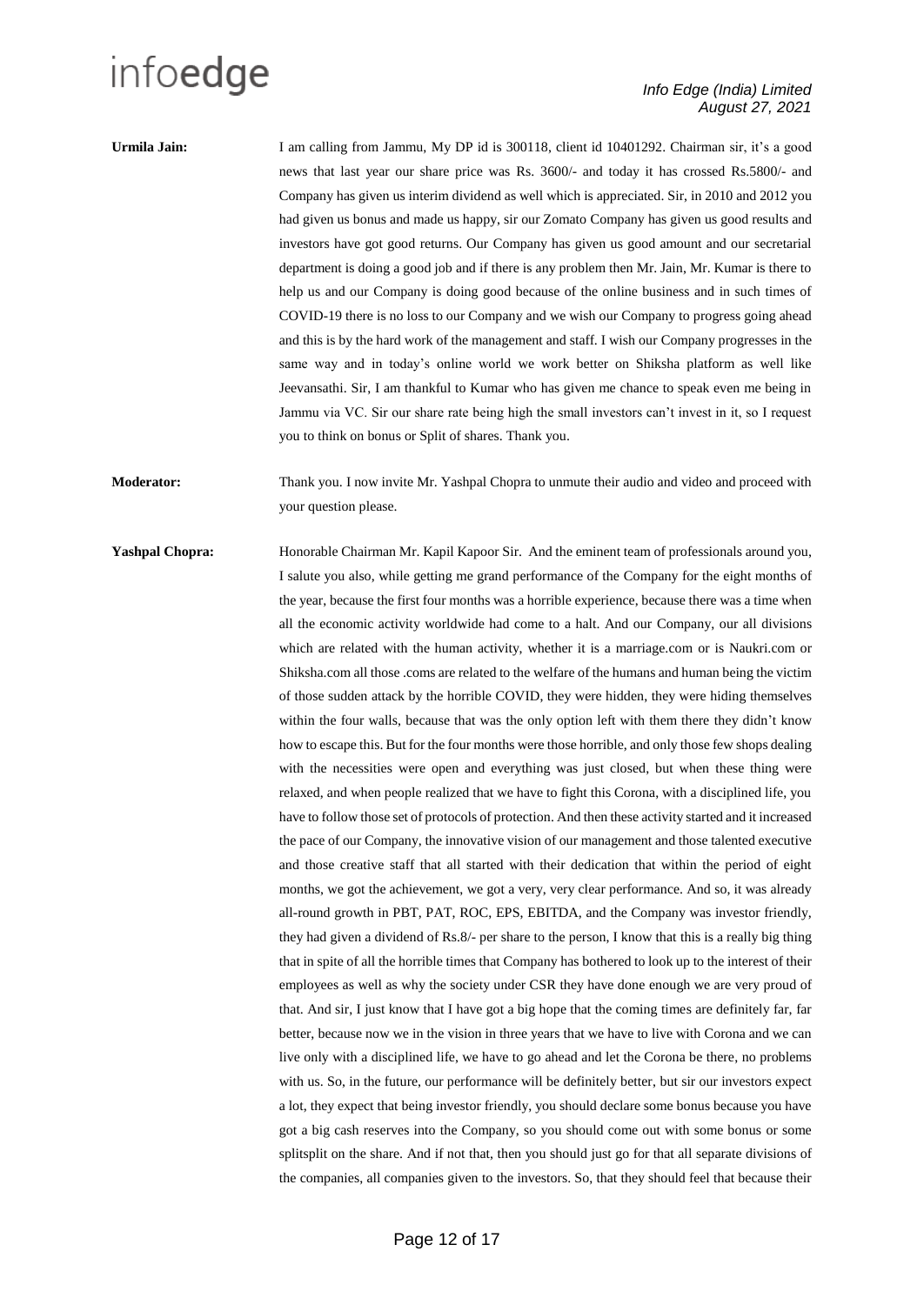**Urmila Jain:** I am calling from Jammu, My DP id is 300118, client id 10401292. Chairman sir, it's a good news that last year our share price was Rs. 3600/- and today it has crossed Rs.5800/- and Company has given us interim dividend as well which is appreciated. Sir, in 2010 and 2012 you had given us bonus and made us happy, sir our Zomato Company has given us good results and investors have got good returns. Our Company has given us good amount and our secretarial department is doing a good job and if there is any problem then Mr. Jain, Mr. Kumar is there to help us and our Company is doing good because of the online business and in such times of COVID-19 there is no loss to our Company and we wish our Company to progress going ahead and this is by the hard work of the management and staff. I wish our Company progresses in the same way and in today's online world we work better on Shiksha platform as well like Jeevansathi. Sir, I am thankful to Kumar who has given me chance to speak even me being in Jammu via VC. Sir our share rate being high the small investors can't invest in it, so I request you to think on bonus or Split of shares. Thank you.

**Moderator:** Thank you. I now invite Mr. Yashpal Chopra to unmute their audio and video and proceed with your question please.

**Yashpal Chopra:** Honorable Chairman Mr. Kapil Kapoor Sir. And the eminent team of professionals around you, I salute you also, while getting me grand performance of the Company for the eight months of the year, because the first four months was a horrible experience, because there was a time when all the economic activity worldwide had come to a halt. And our Company, our all divisions which are related with the human activity, whether it is a marriage.com or is Naukri.com or Shiksha.com all those .coms are related to the welfare of the humans and human being the victim of those sudden attack by the horrible COVID, they were hidden, they were hiding themselves within the four walls, because that was the only option left with them there they didn't know how to escape this. But for the four months were those horrible, and only those few shops dealing with the necessities were open and everything was just closed, but when these thing were relaxed, and when people realized that we have to fight this Corona, with a disciplined life, you have to follow those set of protocols of protection. And then these activity started and it increased the pace of our Company, the innovative vision of our management and those talented executive and those creative staff that all started with their dedication that within the period of eight months, we got the achievement, we got a very, very clear performance. And so, it was already all-round growth in PBT, PAT, ROC, EPS, EBITDA, and the Company was investor friendly, they had given a dividend of Rs.8/- per share to the person, I know that this is a really big thing that in spite of all the horrible times that Company has bothered to look up to the interest of their employees as well as why the society under CSR they have done enough we are very proud of that. And sir, I just know that I have got a big hope that the coming times are definitely far, far better, because now we in the vision in three years that we have to live with Corona and we can live only with a disciplined life, we have to go ahead and let the Corona be there, no problems with us. So, in the future, our performance will be definitely better, but sir our investors expect a lot, they expect that being investor friendly, you should declare some bonus because you have got a big cash reserves into the Company, so you should come out with some bonus or some splitsplit on the share. And if not that, then you should just go for that all separate divisions of the companies, all companies given to the investors. So, that they should feel that because their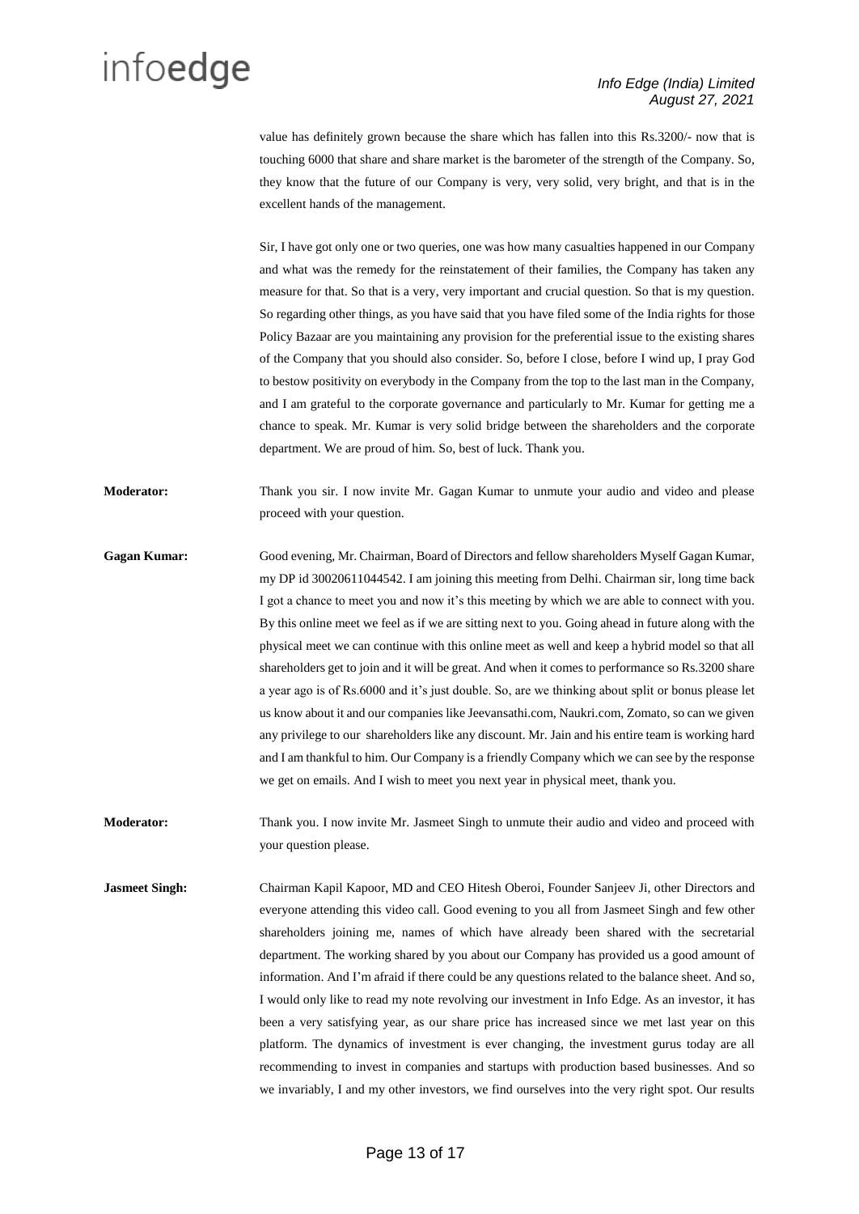value has definitely grown because the share which has fallen into this Rs.3200/- now that is touching 6000 that share and share market is the barometer of the strength of the Company. So, they know that the future of our Company is very, very solid, very bright, and that is in the excellent hands of the management.

Sir, I have got only one or two queries, one was how many casualties happened in our Company and what was the remedy for the reinstatement of their families, the Company has taken any measure for that. So that is a very, very important and crucial question. So that is my question. So regarding other things, as you have said that you have filed some of the India rights for those Policy Bazaar are you maintaining any provision for the preferential issue to the existing shares of the Company that you should also consider. So, before I close, before I wind up, I pray God to bestow positivity on everybody in the Company from the top to the last man in the Company, and I am grateful to the corporate governance and particularly to Mr. Kumar for getting me a chance to speak. Mr. Kumar is very solid bridge between the shareholders and the corporate department. We are proud of him. So, best of luck. Thank you.

**Moderator:** Thank you sir. I now invite Mr. Gagan Kumar to unmute your audio and video and please proceed with your question.

**Gagan Kumar:** Good evening, Mr. Chairman, Board of Directors and fellow shareholders Myself Gagan Kumar, my DP id 30020611044542. I am joining this meeting from Delhi. Chairman sir, long time back I got a chance to meet you and now it's this meeting by which we are able to connect with you. By this online meet we feel as if we are sitting next to you. Going ahead in future along with the physical meet we can continue with this online meet as well and keep a hybrid model so that all shareholders get to join and it will be great. And when it comes to performance so Rs.3200 share a year ago is of Rs.6000 and it's just double. So, are we thinking about split or bonus please let us know about it and our companies like Jeevansathi.com, Naukri.com, Zomato, so can we given any privilege to our shareholders like any discount. Mr. Jain and his entire team is working hard and I am thankful to him. Our Company is a friendly Company which we can see by the response we get on emails. And I wish to meet you next year in physical meet, thank you.

**Moderator:** Thank you. I now invite Mr. Jasmeet Singh to unmute their audio and video and proceed with your question please.

**Jasmeet Singh:** Chairman Kapil Kapoor, MD and CEO Hitesh Oberoi, Founder Sanjeev Ji, other Directors and everyone attending this video call. Good evening to you all from Jasmeet Singh and few other shareholders joining me, names of which have already been shared with the secretarial department. The working shared by you about our Company has provided us a good amount of information. And I'm afraid if there could be any questions related to the balance sheet. And so, I would only like to read my note revolving our investment in Info Edge. As an investor, it has been a very satisfying year, as our share price has increased since we met last year on this platform. The dynamics of investment is ever changing, the investment gurus today are all recommending to invest in companies and startups with production based businesses. And so we invariably, I and my other investors, we find ourselves into the very right spot. Our results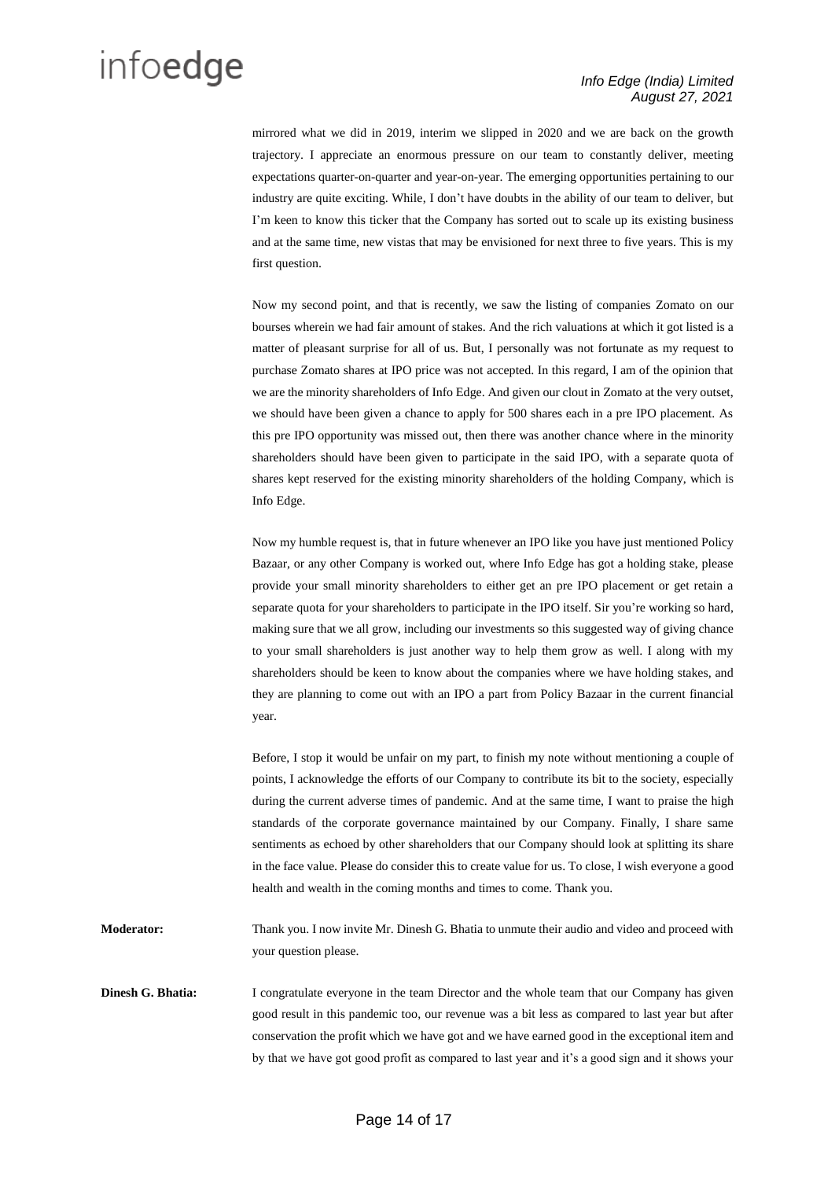mirrored what we did in 2019, interim we slipped in 2020 and we are back on the growth trajectory. I appreciate an enormous pressure on our team to constantly deliver, meeting expectations quarter-on-quarter and year-on-year. The emerging opportunities pertaining to our industry are quite exciting. While, I don't have doubts in the ability of our team to deliver, but I'm keen to know this ticker that the Company has sorted out to scale up its existing business and at the same time, new vistas that may be envisioned for next three to five years. This is my first question.

Now my second point, and that is recently, we saw the listing of companies Zomato on our bourses wherein we had fair amount of stakes. And the rich valuations at which it got listed is a matter of pleasant surprise for all of us. But, I personally was not fortunate as my request to purchase Zomato shares at IPO price was not accepted. In this regard, I am of the opinion that we are the minority shareholders of Info Edge. And given our clout in Zomato at the very outset, we should have been given a chance to apply for 500 shares each in a pre IPO placement. As this pre IPO opportunity was missed out, then there was another chance where in the minority shareholders should have been given to participate in the said IPO, with a separate quota of shares kept reserved for the existing minority shareholders of the holding Company, which is Info Edge.

Now my humble request is, that in future whenever an IPO like you have just mentioned Policy Bazaar, or any other Company is worked out, where Info Edge has got a holding stake, please provide your small minority shareholders to either get an pre IPO placement or get retain a separate quota for your shareholders to participate in the IPO itself. Sir you're working so hard, making sure that we all grow, including our investments so this suggested way of giving chance to your small shareholders is just another way to help them grow as well. I along with my shareholders should be keen to know about the companies where we have holding stakes, and they are planning to come out with an IPO a part from Policy Bazaar in the current financial year.

Before, I stop it would be unfair on my part, to finish my note without mentioning a couple of points, I acknowledge the efforts of our Company to contribute its bit to the society, especially during the current adverse times of pandemic. And at the same time, I want to praise the high standards of the corporate governance maintained by our Company. Finally, I share same sentiments as echoed by other shareholders that our Company should look at splitting its share in the face value. Please do consider this to create value for us. To close, I wish everyone a good health and wealth in the coming months and times to come. Thank you.

**Moderator:** Thank you. I now invite Mr. Dinesh G. Bhatia to unmute their audio and video and proceed with your question please.

**Dinesh G. Bhatia:** I congratulate everyone in the team Director and the whole team that our Company has given good result in this pandemic too, our revenue was a bit less as compared to last year but after conservation the profit which we have got and we have earned good in the exceptional item and by that we have got good profit as compared to last year and it's a good sign and it shows your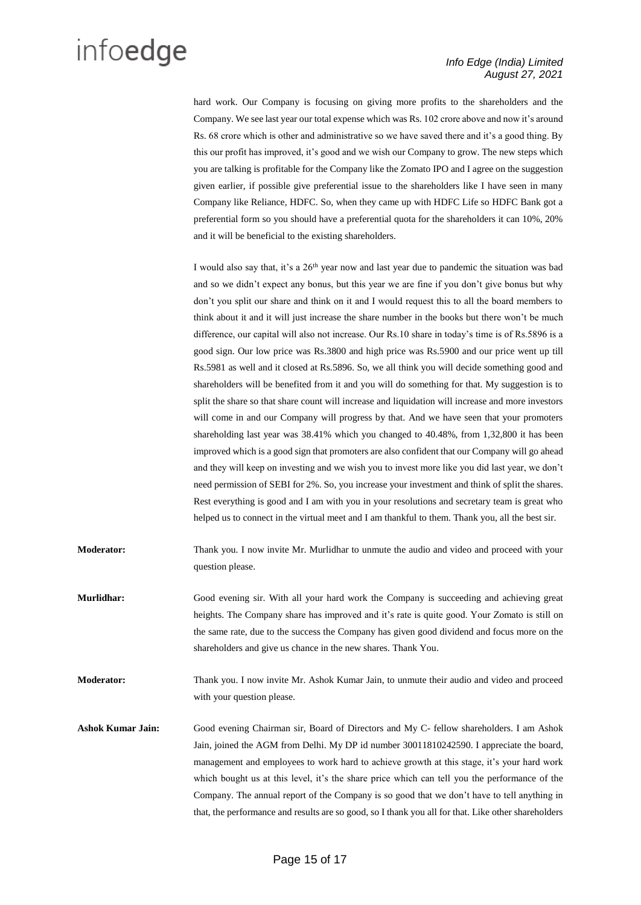hard work. Our Company is focusing on giving more profits to the shareholders and the Company. We see last year our total expense which was Rs. 102 crore above and now it's around Rs. 68 crore which is other and administrative so we have saved there and it's a good thing. By this our profit has improved, it's good and we wish our Company to grow. The new steps which you are talking is profitable for the Company like the Zomato IPO and I agree on the suggestion given earlier, if possible give preferential issue to the shareholders like I have seen in many Company like Reliance, HDFC. So, when they came up with HDFC Life so HDFC Bank got a preferential form so you should have a preferential quota for the shareholders it can 10%, 20% and it will be beneficial to the existing shareholders.

I would also say that, it's a 26th year now and last year due to pandemic the situation was bad and so we didn't expect any bonus, but this year we are fine if you don't give bonus but why don't you split our share and think on it and I would request this to all the board members to think about it and it will just increase the share number in the books but there won't be much difference, our capital will also not increase. Our Rs.10 share in today's time is of Rs.5896 is a good sign. Our low price was Rs.3800 and high price was Rs.5900 and our price went up till Rs.5981 as well and it closed at Rs.5896. So, we all think you will decide something good and shareholders will be benefited from it and you will do something for that. My suggestion is to split the share so that share count will increase and liquidation will increase and more investors will come in and our Company will progress by that. And we have seen that your promoters shareholding last year was 38.41% which you changed to 40.48%, from 1,32,800 it has been improved which is a good sign that promoters are also confident that our Company will go ahead and they will keep on investing and we wish you to invest more like you did last year, we don't need permission of SEBI for 2%. So, you increase your investment and think of split the shares. Rest everything is good and I am with you in your resolutions and secretary team is great who helped us to connect in the virtual meet and I am thankful to them. Thank you, all the best sir.

**Moderator:** Thank you. I now invite Mr. Murlidhar to unmute the audio and video and proceed with your question please.

**Murlidhar:** Good evening sir. With all your hard work the Company is succeeding and achieving great heights. The Company share has improved and it's rate is quite good. Your Zomato is still on the same rate, due to the success the Company has given good dividend and focus more on the shareholders and give us chance in the new shares. Thank You.

**Moderator:** Thank you. I now invite Mr. Ashok Kumar Jain, to unmute their audio and video and proceed with your question please.

**Ashok Kumar Jain:** Good evening Chairman sir, Board of Directors and My C- fellow shareholders. I am Ashok Jain, joined the AGM from Delhi. My DP id number 30011810242590. I appreciate the board, management and employees to work hard to achieve growth at this stage, it's your hard work which bought us at this level, it's the share price which can tell you the performance of the Company. The annual report of the Company is so good that we don't have to tell anything in that, the performance and results are so good, so I thank you all for that. Like other shareholders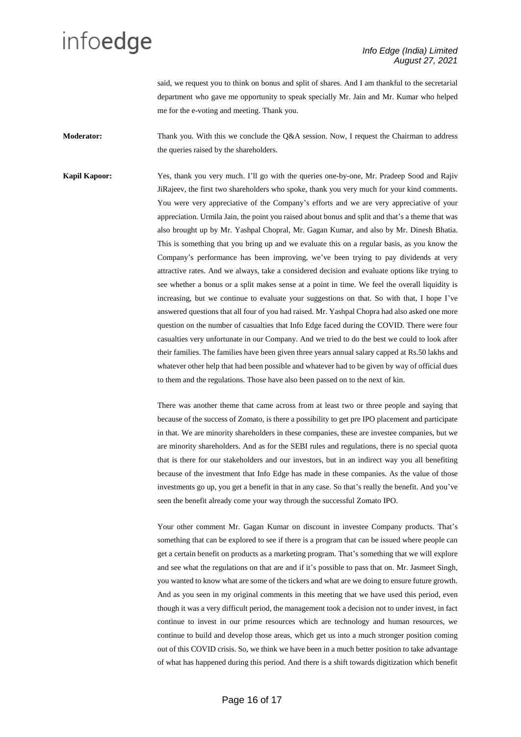said, we request you to think on bonus and split of shares. And I am thankful to the secretarial department who gave me opportunity to speak specially Mr. Jain and Mr. Kumar who helped me for the e-voting and meeting. Thank you.

**Moderator:** Thank you. With this we conclude the Q&A session. Now, I request the Chairman to address the queries raised by the shareholders.

**Kapil Kapoor:** Yes, thank you very much. I'll go with the queries one-by-one, Mr. Pradeep Sood and Rajiv JiRajeev, the first two shareholders who spoke, thank you very much for your kind comments. You were very appreciative of the Company's efforts and we are very appreciative of your appreciation. Urmila Jain, the point you raised about bonus and split and that's a theme that was also brought up by Mr. Yashpal Chopral, Mr. Gagan Kumar, and also by Mr. Dinesh Bhatia. This is something that you bring up and we evaluate this on a regular basis, as you know the Company's performance has been improving, we've been trying to pay dividends at very attractive rates. And we always, take a considered decision and evaluate options like trying to see whether a bonus or a split makes sense at a point in time. We feel the overall liquidity is increasing, but we continue to evaluate your suggestions on that. So with that, I hope I've answered questions that all four of you had raised. Mr. Yashpal Chopra had also asked one more question on the number of casualties that Info Edge faced during the COVID. There were four casualties very unfortunate in our Company. And we tried to do the best we could to look after their families. The families have been given three years annual salary capped at Rs.50 lakhs and whatever other help that had been possible and whatever had to be given by way of official dues to them and the regulations. Those have also been passed on to the next of kin.

There was another theme that came across from at least two or three people and saying that because of the success of Zomato, is there a possibility to get pre IPO placement and participate in that. We are minority shareholders in these companies, these are investee companies, but we are minority shareholders. And as for the SEBI rules and regulations, there is no special quota that is there for our stakeholders and our investors, but in an indirect way you all benefiting because of the investment that Info Edge has made in these companies. As the value of those investments go up, you get a benefit in that in any case. So that's really the benefit. And you've seen the benefit already come your way through the successful Zomato IPO.

Your other comment Mr. Gagan Kumar on discount in investee Company products. That's something that can be explored to see if there is a program that can be issued where people can get a certain benefit on products as a marketing program. That's something that we will explore and see what the regulations on that are and if it's possible to pass that on. Mr. Jasmeet Singh, you wanted to know what are some of the tickers and what are we doing to ensure future growth. And as you seen in my original comments in this meeting that we have used this period, even though it was a very difficult period, the management took a decision not to under invest, in fact continue to invest in our prime resources which are technology and human resources, we continue to build and develop those areas, which get us into a much stronger position coming out of this COVID crisis. So, we think we have been in a much better position to take advantage of what has happened during this period. And there is a shift towards digitization which benefit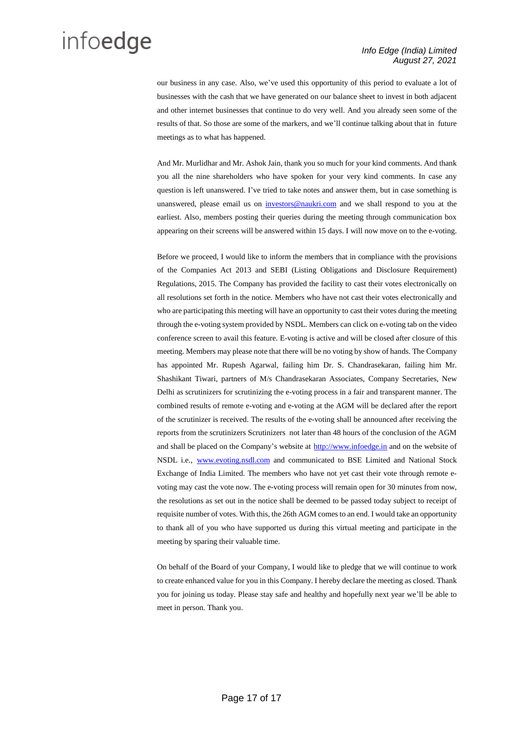our business in any case. Also, we've used this opportunity of this period to evaluate a lot of businesses with the cash that we have generated on our balance sheet to invest in both adjacent and other internet businesses that continue to do very well. And you already seen some of the results of that. So those are some of the markers, and we'll continue talking about that in future meetings as to what has happened.

And Mr. Murlidhar and Mr. Ashok Jain, thank you so much for your kind comments. And thank you all the nine shareholders who have spoken for your very kind comments. In case any question is left unanswered. I've tried to take notes and answer them, but in case something is unanswered, please email us on investors@naukri.com and we shall respond to you at the earliest. Also, members posting their queries during the meeting through communication box appearing on their screens will be answered within 15 days. I will now move on to the e-voting.

Before we proceed, I would like to inform the members that in compliance with the provisions of the Companies Act 2013 and SEBI (Listing Obligations and Disclosure Requirement) Regulations, 2015. The Company has provided the facility to cast their votes electronically on all resolutions set forth in the notice. Members who have not cast their votes electronically and who are participating this meeting will have an opportunity to cast their votes during the meeting through the e-voting system provided by NSDL. Members can click on e-voting tab on the video conference screen to avail this feature. E-voting is active and will be closed after closure of this meeting. Members may please note that there will be no voting by show of hands. The Company has appointed Mr. Rupesh Agarwal, failing him Dr. S. Chandrasekaran, failing him Mr. Shashikant Tiwari, partners of M/s Chandrasekaran Associates, Company Secretaries, New Delhi as scrutinizers for scrutinizing the e-voting process in a fair and transparent manner. The combined results of remote e-voting and e-voting at the AGM will be declared after the report of the scrutinizer is received. The results of the e-voting shall be announced after receiving the reports from the scrutinizers Scrutinizers not later than 48 hours of the conclusion of the AGM and shall be placed on the Company's website at http://www.infoedge.in and on the website of NSDL i.e., www.evoting.nsdl.com and communicated to BSE Limited and National Stock Exchange of India Limited. The members who have not yet cast their vote through remote e-voting may cast the vote now. The e-voting process will remain open for 30 minutes from now, the resolutions as set out in the notice shall be deemed to be passed today subject to receipt of requisite number of votes. With this, the 26th AGM comes to an end. I would take an opportunity to thank all of you who have supported us during this virtual meeting and participate in the meeting by sparing their valuable time.

On behalf of the Board of your Company, I would like to pledge that we will continue to work to create enhanced value for you in this Company. I hereby declare the meeting as closed. Thank you for joining us today. Please stay safe and healthy and hopefully next year we'll be able to meet in person. Thank you.